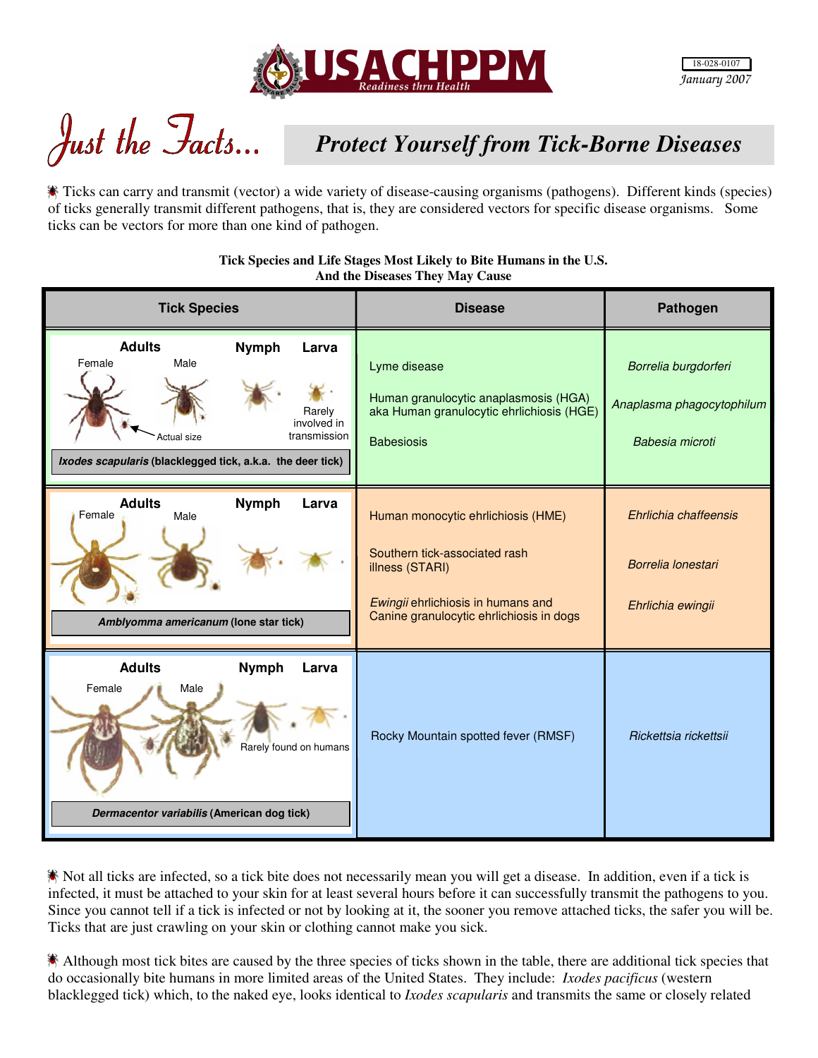USACHPPM
Readiness thru Health

18-028-0107
January 2007

# Just the Facts... Protect Yourself from Tick-Borne Diseases

Ticks can carry and transmit (vector) a wide variety of disease-causing organisms (pathogens). Different kinds (species) of ticks generally transmit different pathogens, that is, they are considered vectors for specific disease organisms. Some ticks can be vectors for more than one kind of pathogen.

**Tick Species and Life Stages Most Likely to Bite Humans in the U.S. And the Diseases They May Cause**

| Tick Species | Disease | Pathogen |
|---|---|---|
| Adults (Female, Male; Actual size), Nymph, Larva (Rarely involved in transmission) — ***Ixodes scapularis*** **(blacklegged tick, a.k.a. the deer tick)** | Lyme disease<br>Human granulocytic anaplasmosis (HGA) aka Human granulocytic ehrlichiosis (HGE)<br>Babesiosis | *Borrelia burgdorferi*<br>*Anaplasma phagocytophilum*<br>*Babesia microti* |
| Adults (Female, Male), Nymph, Larva — ***Amblyomma americanum*** **(lone star tick)** | Human monocytic ehrlichiosis (HME)<br>Southern tick-associated rash illness (STARI)<br>*Ewingii* ehrlichiosis in humans and Canine granulocytic ehrlichiosis in dogs | *Ehrlichia chaffeensis*<br>*Borrelia lonestari*<br>*Ehrlichia ewingii* |
| Adults (Female, Male), Nymph, Larva (Rarely found on humans) — ***Dermacentor variabilis*** **(American dog tick)** | Rocky Mountain spotted fever (RMSF) | *Rickettsia rickettsii* |

Not all ticks are infected, so a tick bite does not necessarily mean you will get a disease. In addition, even if a tick is infected, it must be attached to your skin for at least several hours before it can successfully transmit the pathogens to you. Since you cannot tell if a tick is infected or not by looking at it, the sooner you remove attached ticks, the safer you will be. Ticks that are just crawling on your skin or clothing cannot make you sick.

Although most tick bites are caused by the three species of ticks shown in the table, there are additional tick species that do occasionally bite humans in more limited areas of the United States. They include: *Ixodes pacificus* (western blacklegged tick) which, to the naked eye, looks identical to *Ixodes scapularis* and transmits the same or closely related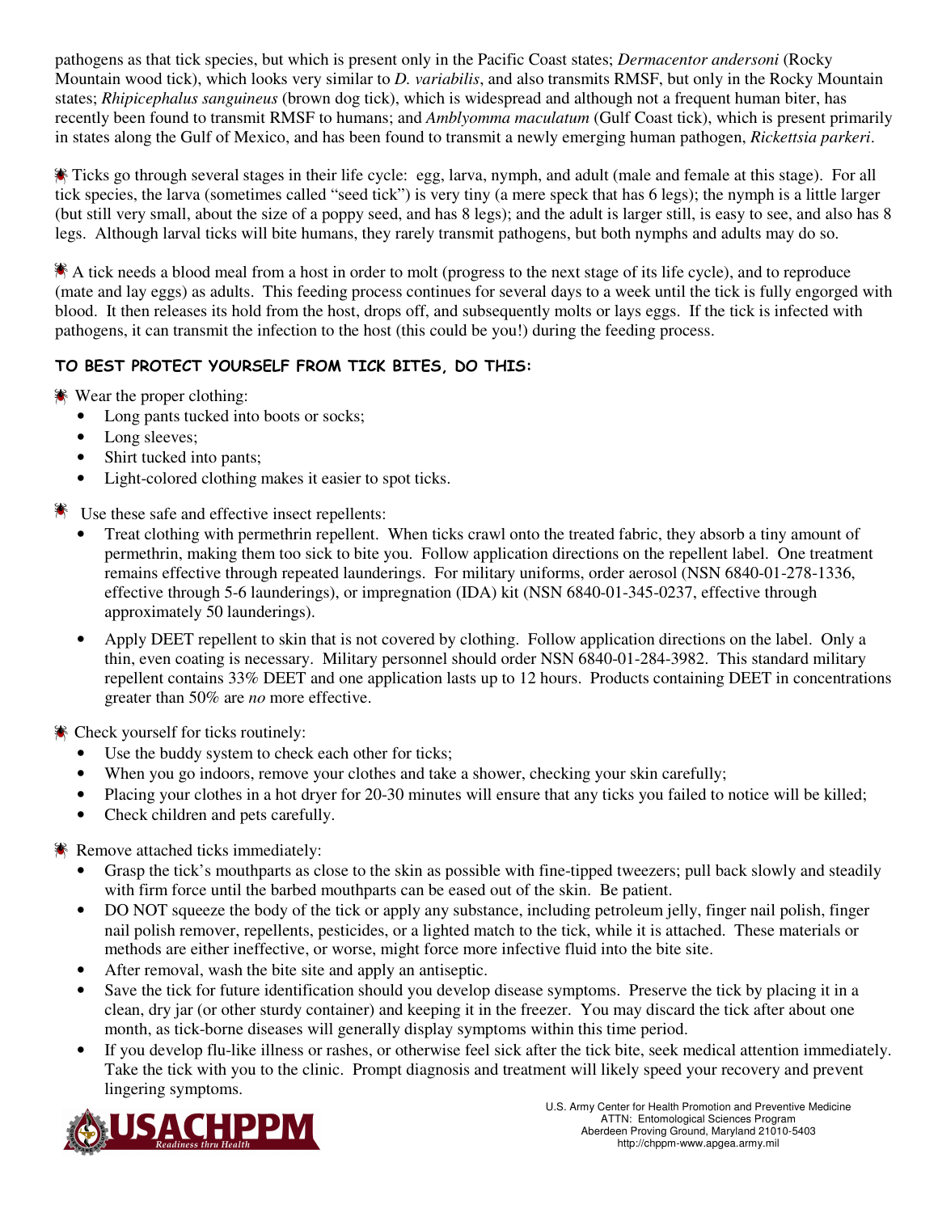pathogens as that tick species, but which is present only in the Pacific Coast states; *Dermacentor andersoni* (Rocky Mountain wood tick), which looks very similar to *D. variabilis*, and also transmits RMSF, but only in the Rocky Mountain states; *Rhipicephalus sanguineus* (brown dog tick), which is widespread and although not a frequent human biter, has recently been found to transmit RMSF to humans; and *Amblyomma maculatum* (Gulf Coast tick), which is present primarily in states along the Gulf of Mexico, and has been found to transmit a newly emerging human pathogen, *Rickettsia parkeri*.

Ticks go through several stages in their life cycle: egg, larva, nymph, and adult (male and female at this stage). For all tick species, the larva (sometimes called "seed tick") is very tiny (a mere speck that has 6 legs); the nymph is a little larger (but still very small, about the size of a poppy seed, and has 8 legs); and the adult is larger still, is easy to see, and also has 8 legs. Although larval ticks will bite humans, they rarely transmit pathogens, but both nymphs and adults may do so.

A tick needs a blood meal from a host in order to molt (progress to the next stage of its life cycle), and to reproduce (mate and lay eggs) as adults. This feeding process continues for several days to a week until the tick is fully engorged with blood. It then releases its hold from the host, drops off, and subsequently molts or lays eggs. If the tick is infected with pathogens, it can transmit the infection to the host (this could be you!) during the feeding process.

## TO BEST PROTECT YOURSELF FROM TICK BITES, DO THIS:

Wear the proper clothing:

- Long pants tucked into boots or socks;
- Long sleeves;
- Shirt tucked into pants;
- Light-colored clothing makes it easier to spot ticks.

Use these safe and effective insect repellents:

- Treat clothing with permethrin repellent. When ticks crawl onto the treated fabric, they absorb a tiny amount of permethrin, making them too sick to bite you. Follow application directions on the repellent label. One treatment remains effective through repeated launderings. For military uniforms, order aerosol (NSN 6840-01-278-1336, effective through 5-6 launderings), or impregnation (IDA) kit (NSN 6840-01-345-0237, effective through approximately 50 launderings).
- Apply DEET repellent to skin that is not covered by clothing. Follow application directions on the label. Only a thin, even coating is necessary. Military personnel should order NSN 6840-01-284-3982. This standard military repellent contains 33% DEET and one application lasts up to 12 hours. Products containing DEET in concentrations greater than 50% are *no* more effective.

Check yourself for ticks routinely:

- Use the buddy system to check each other for ticks;
- When you go indoors, remove your clothes and take a shower, checking your skin carefully;
- Placing your clothes in a hot dryer for 20-30 minutes will ensure that any ticks you failed to notice will be killed;
- Check children and pets carefully.

Remove attached ticks immediately:

- Grasp the tick's mouthparts as close to the skin as possible with fine-tipped tweezers; pull back slowly and steadily with firm force until the barbed mouthparts can be eased out of the skin. Be patient.
- DO NOT squeeze the body of the tick or apply any substance, including petroleum jelly, finger nail polish, finger nail polish remover, repellents, pesticides, or a lighted match to the tick, while it is attached. These materials or methods are either ineffective, or worse, might force more infective fluid into the bite site.
- After removal, wash the bite site and apply an antiseptic.
- Save the tick for future identification should you develop disease symptoms. Preserve the tick by placing it in a clean, dry jar (or other sturdy container) and keeping it in the freezer. You may discard the tick after about one month, as tick-borne diseases will generally display symptoms within this time period.
- If you develop flu-like illness or rashes, or otherwise feel sick after the tick bite, seek medical attention immediately. Take the tick with you to the clinic. Prompt diagnosis and treatment will likely speed your recovery and prevent lingering symptoms.

USACHPPM
Readiness thru Health

U.S. Army Center for Health Promotion and Preventive Medicine
ATTN: Entomological Sciences Program
Aberdeen Proving Ground, Maryland 21010-5403
http://chppm-www.apgea.army.mil